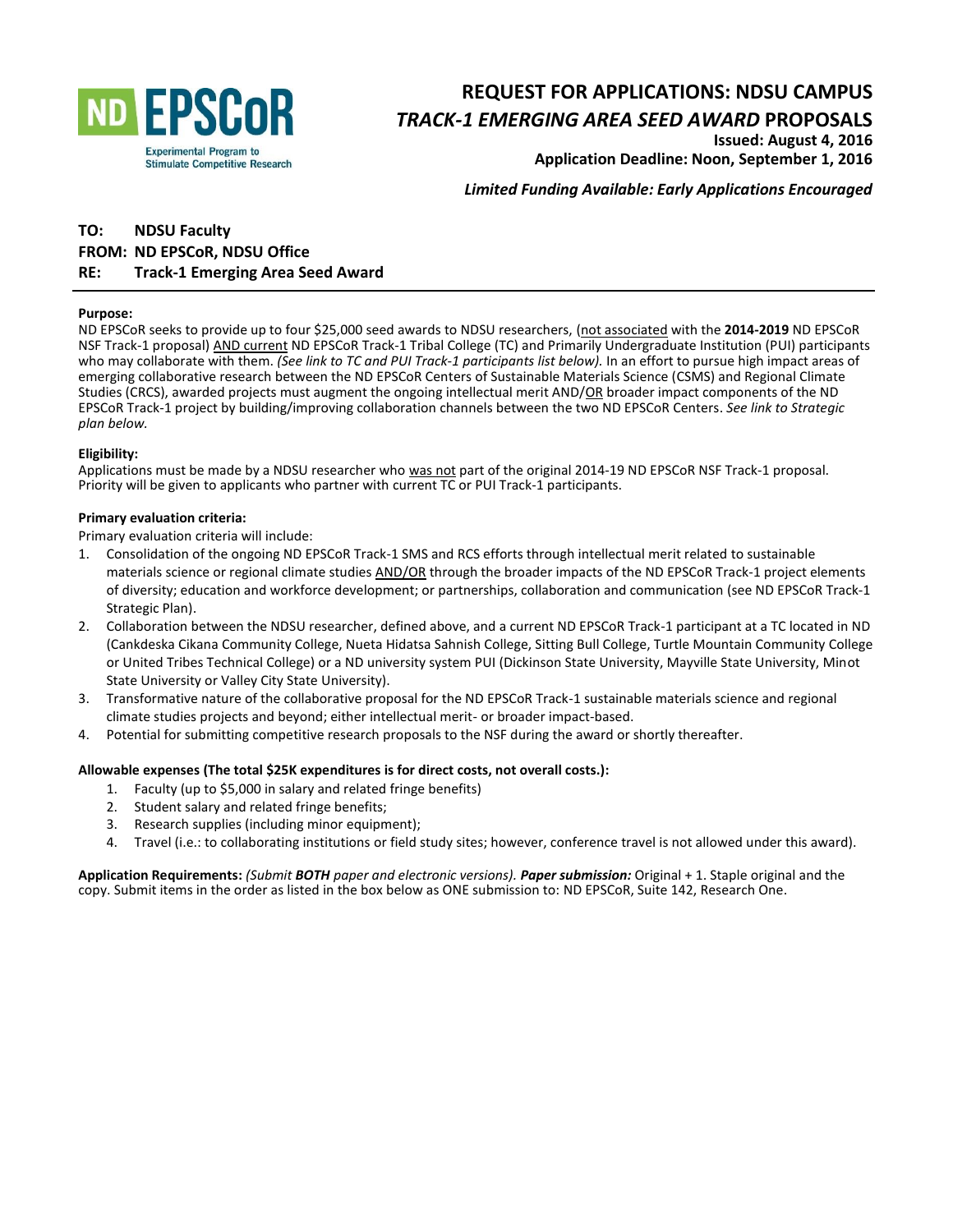ND EPSCoR
Experimental Program to Stimulate Competitive Research

# REQUEST FOR APPLICATIONS: NDSU CAMPUS
# *TRACK-1 EMERGING AREA SEED AWARD* PROPOSALS

**Issued: August 4, 2016**
**Application Deadline: Noon, September 1, 2016**

***Limited Funding Available: Early Applications Encouraged***

**TO: NDSU Faculty**
**FROM: ND EPSCoR, NDSU Office**
**RE: Track-1 Emerging Area Seed Award**

---

**Purpose:**
ND EPSCoR seeks to provide up to four $25,000 seed awards to NDSU researchers, (not associated with the **2014-2019** ND EPSCoR NSF Track-1 proposal) AND current ND EPSCoR Track-1 Tribal College (TC) and Primarily Undergraduate Institution (PUI) participants who may collaborate with them. *(See link to TC and PUI Track-1 participants list below).* In an effort to pursue high impact areas of emerging collaborative research between the ND EPSCoR Centers of Sustainable Materials Science (CSMS) and Regional Climate Studies (CRCS), awarded projects must augment the ongoing intellectual merit AND/OR broader impact components of the ND EPSCoR Track-1 project by building/improving collaboration channels between the two ND EPSCoR Centers. *See link to Strategic plan below.*

**Eligibility:**
Applications must be made by a NDSU researcher who was not part of the original 2014-19 ND EPSCoR NSF Track-1 proposal. Priority will be given to applicants who partner with current TC or PUI Track-1 participants.

**Primary evaluation criteria:**
Primary evaluation criteria will include:

1. Consolidation of the ongoing ND EPSCoR Track-1 SMS and RCS efforts through intellectual merit related to sustainable materials science or regional climate studies AND/OR through the broader impacts of the ND EPSCoR Track-1 project elements of diversity; education and workforce development; or partnerships, collaboration and communication (see ND EPSCoR Track-1 Strategic Plan).
2. Collaboration between the NDSU researcher, defined above, and a current ND EPSCoR Track-1 participant at a TC located in ND (Cankdeska Cikana Community College, Nueta Hidatsa Sahnish College, Sitting Bull College, Turtle Mountain Community College or United Tribes Technical College) or a ND university system PUI (Dickinson State University, Mayville State University, Minot State University or Valley City State University).
3. Transformative nature of the collaborative proposal for the ND EPSCoR Track-1 sustainable materials science and regional climate studies projects and beyond; either intellectual merit- or broader impact-based.
4. Potential for submitting competitive research proposals to the NSF during the award or shortly thereafter.

**Allowable expenses (The total $25K expenditures is for direct costs, not overall costs.):**

1. Faculty (up to $5,000 in salary and related fringe benefits)
2. Student salary and related fringe benefits;
3. Research supplies (including minor equipment);
4. Travel (i.e.: to collaborating institutions or field study sites; however, conference travel is not allowed under this award).

**Application Requirements:** *(Submit **BOTH** paper and electronic versions).* ***Paper submission:*** Original + 1. Staple original and the copy. Submit items in the order as listed in the box below as ONE submission to: ND EPSCoR, Suite 142, Research One.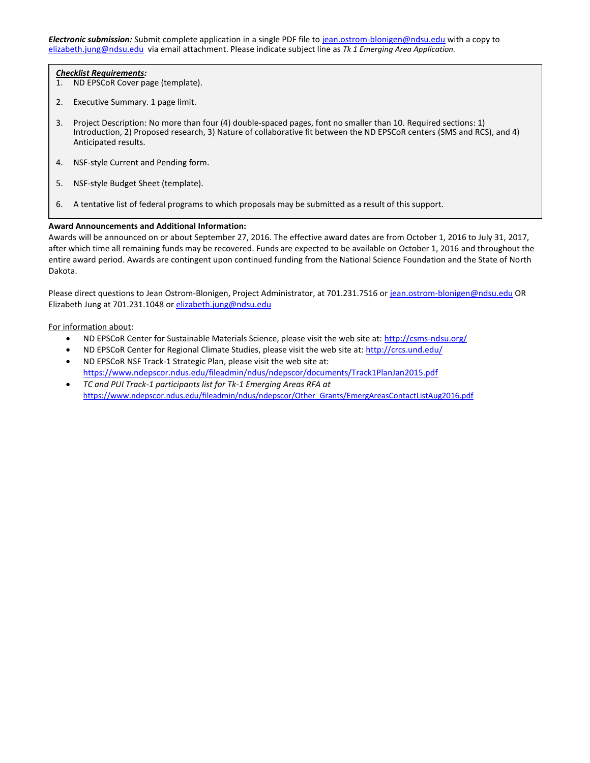***Electronic submission:*** Submit complete application in a single PDF file to jean.ostrom-blonigen@ndsu.edu with a copy to elizabeth.jung@ndsu.edu via email attachment. Please indicate subject line as *Tk 1 Emerging Area Application.*

***Checklist Requirements:***

1. ND EPSCoR Cover page (template).
2. Executive Summary. 1 page limit.
3. Project Description: No more than four (4) double-spaced pages, font no smaller than 10. Required sections: 1) Introduction, 2) Proposed research, 3) Nature of collaborative fit between the ND EPSCoR centers (SMS and RCS), and 4) Anticipated results.
4. NSF-style Current and Pending form.
5. NSF-style Budget Sheet (template).
6. A tentative list of federal programs to which proposals may be submitted as a result of this support.

**Award Announcements and Additional Information:**

Awards will be announced on or about September 27, 2016. The effective award dates are from October 1, 2016 to July 31, 2017, after which time all remaining funds may be recovered. Funds are expected to be available on October 1, 2016 and throughout the entire award period. Awards are contingent upon continued funding from the National Science Foundation and the State of North Dakota.

Please direct questions to Jean Ostrom-Blonigen, Project Administrator, at 701.231.7516 or jean.ostrom-blonigen@ndsu.edu OR Elizabeth Jung at 701.231.1048 or elizabeth.jung@ndsu.edu

For information about:

- ND EPSCoR Center for Sustainable Materials Science, please visit the web site at: http://csms-ndsu.org/
- ND EPSCoR Center for Regional Climate Studies, please visit the web site at: http://crcs.und.edu/
- ND EPSCoR NSF Track-1 Strategic Plan, please visit the web site at: https://www.ndepscor.ndus.edu/fileadmin/ndus/ndepscor/documents/Track1PlanJan2015.pdf
- *TC and PUI Track-1 participants list for Tk-1 Emerging Areas RFA at* https://www.ndepscor.ndus.edu/fileadmin/ndus/ndepscor/Other_Grants/EmergAreasContactListAug2016.pdf